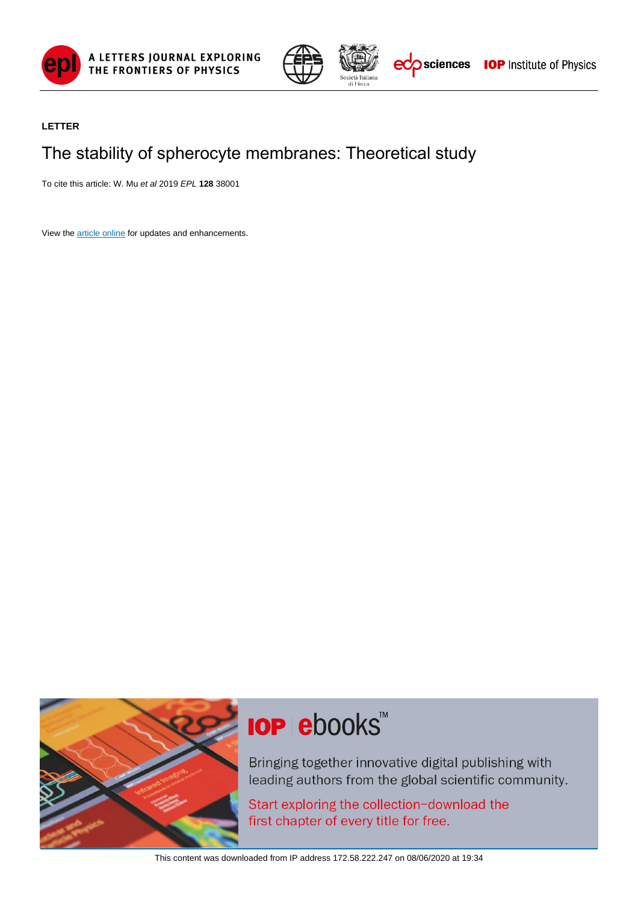**LETTER**

# The stability of spherocyte membranes: Theoretical study

To cite this article: W. Mu *et al* 2019 *EPL* **128** 38001

View the article online for updates and enhancements.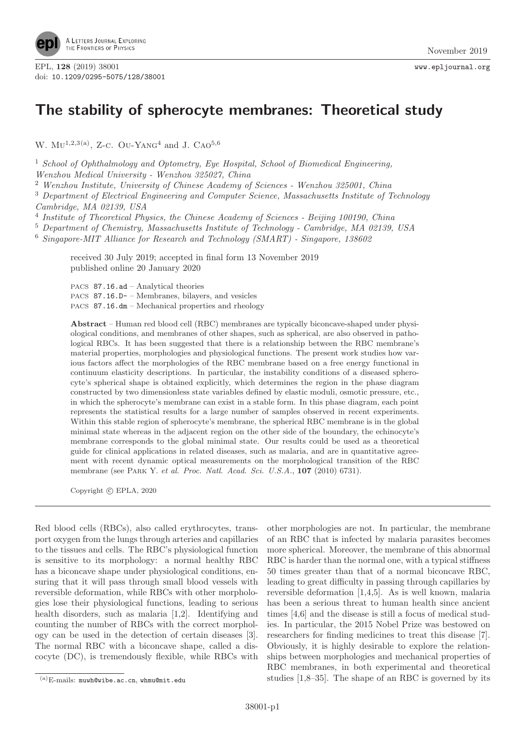EPL, **128** (2019) 38001
doi: 10.1209/0295-5075/128/38001

# The stability of spherocyte membranes: Theoretical study

W. Mu[1,2,3(a)], Z-c. Ou-Yang[4] and J. Cao[5,6]

[1] *School of Ophthalmology and Optometry, Eye Hospital, School of Biomedical Engineering, Wenzhou Medical University - Wenzhou 325027, China*
[2] *Wenzhou Institute, University of Chinese Academy of Sciences - Wenzhou 325001, China*
[3] *Department of Electrical Engineering and Computer Science, Massachusetts Institute of Technology Cambridge, MA 02139, USA*
[4] *Institute of Theoretical Physics, the Chinese Academy of Sciences - Beijing 100190, China*
[5] *Department of Chemistry, Massachusetts Institute of Technology - Cambridge, MA 02139, USA*
[6] *Singapore-MIT Alliance for Research and Technology (SMART) - Singapore, 138602*

received 30 July 2019; accepted in final form 13 November 2019
published online 20 January 2020

PACS 87.16.ad – Analytical theories
PACS 87.16.D- – Membranes, bilayers, and vesicles
PACS 87.16.dm – Mechanical properties and rheology

**Abstract** – Human red blood cell (RBC) membranes are typically biconcave-shaped under physiological conditions, and membranes of other shapes, such as spherical, are also observed in pathological RBCs. It has been suggested that there is a relationship between the RBC membrane's material properties, morphologies and physiological functions. The present work studies how various factors affect the morphologies of the RBC membrane based on a free energy functional in continuum elasticity descriptions. In particular, the instability conditions of a diseased spherocyte's spherical shape is obtained explicitly, which determines the region in the phase diagram constructed by two dimensionless state variables defined by elastic moduli, osmotic pressure, etc., in which the spherocyte's membrane can exist in a stable form. In this phase diagram, each point represents the statistical results for a large number of samples observed in recent experiments. Within this stable region of spherocyte's membrane, the spherical RBC membrane is in the global minimal state whereas in the adjacent region on the other side of the boundary, the echinocyte's membrane corresponds to the global minimal state. Our results could be used as a theoretical guide for clinical applications in related diseases, such as malaria, and are in quantitative agreement with recent dynamic optical measurements on the morphological transition of the RBC membrane (see Park Y. *et al. Proc. Natl. Acad. Sci. U.S.A.*, **107** (2010) 6731).

Copyright © EPLA, 2020

Red blood cells (RBCs), also called erythrocytes, transport oxygen from the lungs through arteries and capillaries to the tissues and cells. The RBC's physiological function is sensitive to its morphology: a normal healthy RBC has a biconcave shape under physiological conditions, ensuring that it will pass through small blood vessels with reversible deformation, while RBCs with other morphologies lose their physiological functions, leading to serious health disorders, such as malaria [1,2]. Identifying and counting the number of RBCs with the correct morphology can be used in the detection of certain diseases [3]. The normal RBC with a biconcave shape, called a discocyte (DC), is tremendously flexible, while RBCs with other morphologies are not. In particular, the membrane of an RBC that is infected by malaria parasites becomes more spherical. Moreover, the membrane of this abnormal RBC is harder than the normal one, with a typical stiffness 50 times greater than that of a normal biconcave RBC, leading to great difficulty in passing through capillaries by reversible deformation [1,4,5]. As is well known, malaria has been a serious threat to human health since ancient times [4,6] and the disease is still a focus of medical studies. In particular, the 2015 Nobel Prize was bestowed on researchers for finding medicines to treat this disease [7]. Obviously, it is highly desirable to explore the relationships between morphologies and mechanical properties of RBC membranes, in both experimental and theoretical studies [1,8–35]. The shape of an RBC is governed by its

(a) E-mails: muwh@wibe.ac.cn, whmu@mit.edu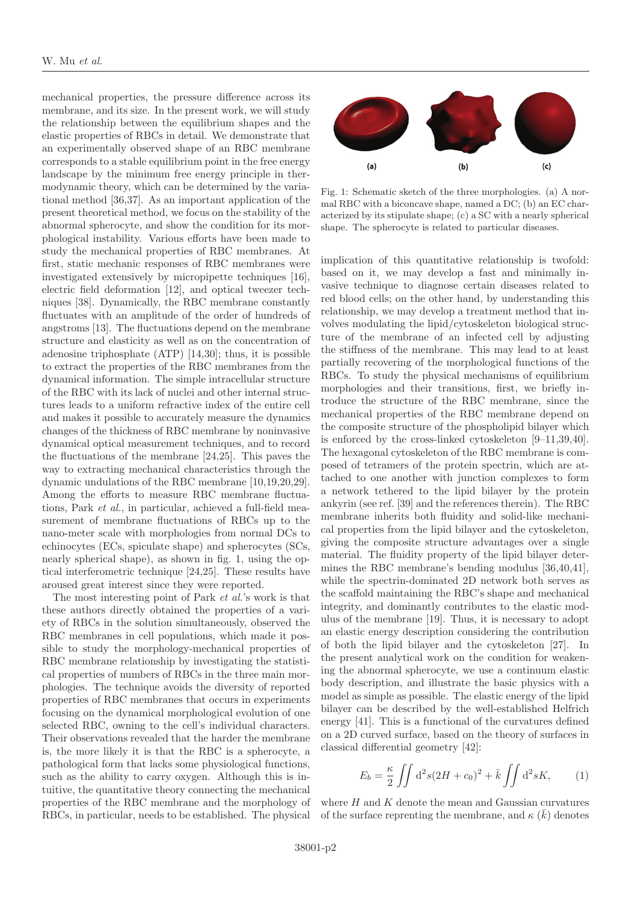mechanical properties, the pressure difference across its membrane, and its size. In the present work, we will study the relationship between the equilibrium shapes and the elastic properties of RBCs in detail. We demonstrate that an experimentally observed shape of an RBC membrane corresponds to a stable equilibrium point in the free energy landscape by the minimum free energy principle in thermodynamic theory, which can be determined by the variational method [36,37]. As an important application of the present theoretical method, we focus on the stability of the abnormal spherocyte, and show the condition for its morphological instability. Various efforts have been made to study the mechanical properties of RBC membranes. At first, static mechanic responses of RBC membranes were investigated extensively by micropipette techniques [16], electric field deformation [12], and optical tweezer techniques [38]. Dynamically, the RBC membrane constantly fluctuates with an amplitude of the order of hundreds of angstroms [13]. The fluctuations depend on the membrane structure and elasticity as well as on the concentration of adenosine triphosphate (ATP) [14,30]; thus, it is possible to extract the properties of the RBC membranes from the dynamical information. The simple intracellular structure of the RBC with its lack of nuclei and other internal structures leads to a uniform refractive index of the entire cell and makes it possible to accurately measure the dynamics changes of the thickness of RBC membrane by noninvasive dynamical optical measurement techniques, and to record the fluctuations of the membrane [24,25]. This paves the way to extracting mechanical characteristics through the dynamic undulations of the RBC membrane [10,19,20,29]. Among the efforts to measure RBC membrane fluctuations, Park *et al.*, in particular, achieved a full-field measurement of membrane fluctuations of RBCs up to the nano-meter scale with morphologies from normal DCs to echinocytes (ECs, spiculate shape) and spherocytes (SCs, nearly spherical shape), as shown in fig. 1, using the optical interferometric technique [24,25]. These results have aroused great interest since they were reported.

The most interesting point of Park *et al.*'s work is that these authors directly obtained the properties of a variety of RBCs in the solution simultaneously, observed the RBC membranes in cell populations, which made it possible to study the morphology-mechanical properties of RBC membrane relationship by investigating the statistical properties of numbers of RBCs in the three main morphologies. The technique avoids the diversity of reported properties of RBC membranes that occurs in experiments focusing on the dynamical morphological evolution of one selected RBC, owning to the cell's individual characters. Their observations revealed that the harder the membrane is, the more likely it is that the RBC is a spherocyte, a pathological form that lacks some physiological functions, such as the ability to carry oxygen. Although this is intuitive, the quantitative theory connecting the mechanical properties of the RBC membrane and the morphology of RBCs, in particular, needs to be established. The physical implication of this quantitative relationship is twofold: based on it, we may develop a fast and minimally invasive technique to diagnose certain diseases related to red blood cells; on the other hand, by understanding this relationship, we may develop a treatment method that involves modulating the lipid/cytoskeleton biological structure of the membrane of an infected cell by adjusting the stiffness of the membrane. This may lead to at least partially recovering of the morphological functions of the RBCs. To study the physical mechanisms of equilibrium morphologies and their transitions, first, we briefly introduce the structure of the RBC membrane, since the mechanical properties of the RBC membrane depend on the composite structure of the phospholipid bilayer which is enforced by the cross-linked cytoskeleton [9–11,39,40]. The hexagonal cytoskeleton of the RBC membrane is composed of tetramers of the protein spectrin, which are attached to one another with junction complexes to form a network tethered to the lipid bilayer by the protein ankyrin (see ref. [39] and the references therein). The RBC membrane inherits both fluidity and solid-like mechanical properties from the lipid bilayer and the cytoskeleton, giving the composite structure advantages over a single material. The fluidity property of the lipid bilayer determines the RBC membrane's bending modulus [36,40,41], while the spectrin-dominated 2D network both serves as the scaffold maintaining the RBC's shape and mechanical integrity, and dominantly contributes to the elastic modulus of the membrane [19]. Thus, it is necessary to adopt an elastic energy description considering the contribution of both the lipid bilayer and the cytoskeleton [27]. In the present analytical work on the condition for weakening the abnormal spherocyte, we use a continuum elastic body description, and illustrate the basic physics with a model as simple as possible. The elastic energy of the lipid bilayer can be described by the well-established Helfrich energy [41]. This is a functional of the curvatures defined on a 2D curved surface, based on the theory of surfaces in classical differential geometry [42]:

Fig. 1: Schematic sketch of the three morphologies. (a) A normal RBC with a biconcave shape, named a DC; (b) an EC characterized by its stipulate shape; (c) a SC with a nearly spherical shape. The spherocyte is related to particular diseases.

$$E_b = \frac{\kappa}{2}\iint \mathrm{d}^2 s(2H + c_0)^2 + \bar{k}\iint \mathrm{d}^2 sK, \qquad (1)$$

where $H$ and $K$ denote the mean and Gaussian curvatures of the surface reprenting the membrane, and $\kappa$ ($\bar{k}$) denotes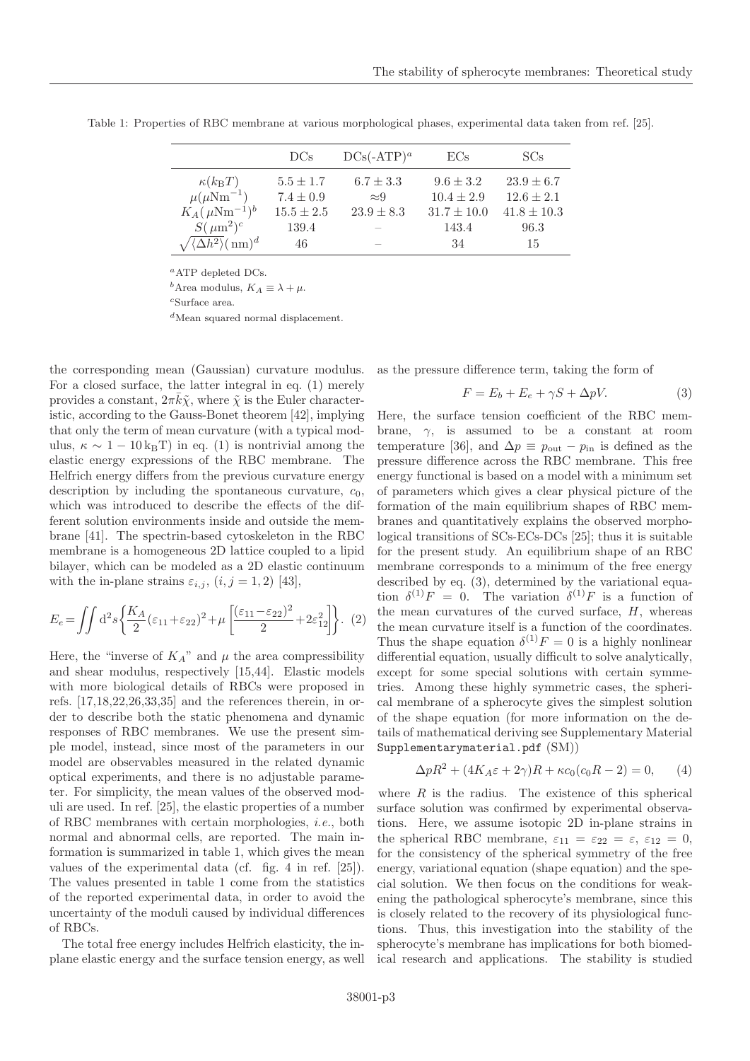Table 1: Properties of RBC membrane at various morphological phases, experimental data taken from ref. [25].

| | DCs | DCs(-ATP)[a] | ECs | SCs |
|---|---|---|---|---|
| $\kappa(k_\mathrm{B}T)$ | $5.5 \pm 1.7$ | $6.7 \pm 3.3$ | $9.6 \pm 3.2$ | $23.9 \pm 6.7$ |
| $\mu(\mu\mathrm{Nm}^{-1})$ | $7.4 \pm 0.9$ | $\approx 9$ | $10.4 \pm 2.9$ | $12.6 \pm 2.1$ |
| $K_A(\mu\mathrm{Nm}^{-1})$[b] | $15.5 \pm 2.5$ | $23.9 \pm 8.3$ | $31.7 \pm 10.0$ | $41.8 \pm 10.3$ |
| $S(\mu\mathrm{m}^2)$[c] | 139.4 | – | 143.4 | 96.3 |
| $\sqrt{\langle \Delta h^2 \rangle}(\mathrm{nm})$[d] | 46 | – | 34 | 15 |

[a]ATP depleted DCs.

[b]Area modulus, $K_A \equiv \lambda + \mu$.

[c]Surface area.

[d]Mean squared normal displacement.

the corresponding mean (Gaussian) curvature modulus. For a closed surface, the latter integral in eq. (1) merely provides a constant, $2\pi\bar{k}\tilde{\chi}$, where $\tilde{\chi}$ is the Euler characteristic, according to the Gauss-Bonet theorem [42], implying that only the term of mean curvature (with a typical modulus, $\kappa \sim 1 - 10\,\mathrm{k_B T}$) in eq. (1) is nontrivial among the elastic energy expressions of the RBC membrane. The Helfrich energy differs from the previous curvature energy description by including the spontaneous curvature, $c_0$, which was introduced to describe the effects of the different solution environments inside and outside the membrane [41]. The spectrin-based cytoskeleton in the RBC membrane is a homogeneous 2D lattice coupled to a lipid bilayer, which can be modeled as a 2D elastic continuum with the in-plane strains $\varepsilon_{i,j}$, $(i,j=1,2)$ [43],

$$E_e = \iint \mathrm{d}^2 s \left\{ \frac{K_A}{2}(\varepsilon_{11}+\varepsilon_{22})^2 + \mu \left[ \frac{(\varepsilon_{11}-\varepsilon_{22})^2}{2} + 2\varepsilon_{12}^2 \right] \right\}. \quad (2)$$

Here, the "inverse of $K_A$" and $\mu$ the area compressibility and shear modulus, respectively [15,44]. Elastic models with more biological details of RBCs were proposed in refs. [17,18,22,26,33,35] and the references therein, in order to describe both the static phenomena and dynamic responses of RBC membranes. We use the present simple model, instead, since most of the parameters in our model are observables measured in the related dynamic optical experiments, and there is no adjustable parameter. For simplicity, the mean values of the observed moduli are used. In ref. [25], the elastic properties of a number of RBC membranes with certain morphologies, *i.e.*, both normal and abnormal cells, are reported. The main information is summarized in table 1, which gives the mean values of the experimental data (cf. fig. 4 in ref. [25]). The values presented in table 1 come from the statistics of the reported experimental data, in order to avoid the uncertainty of the moduli caused by individual differences of RBCs.

The total free energy includes Helfrich elasticity, the in-plane elastic energy and the surface tension energy, as well as the pressure difference term, taking the form of

$$F = E_b + E_e + \gamma S + \Delta p V. \quad (3)$$

Here, the surface tension coefficient of the RBC membrane, $\gamma$, is assumed to be a constant at room temperature [36], and $\Delta p \equiv p_{\mathrm{out}} - p_{\mathrm{in}}$ is defined as the pressure difference across the RBC membrane. This free energy functional is based on a model with a minimum set of parameters which gives a clear physical picture of the formation of the main equilibrium shapes of RBC membranes and quantitatively explains the observed morphological transitions of SCs-ECs-DCs [25]; thus it is suitable for the present study. An equilibrium shape of an RBC membrane corresponds to a minimum of the free energy described by eq. (3), determined by the variational equation $\delta^{(1)}F = 0$. The variation $\delta^{(1)}F$ is a function of the mean curvatures of the curved surface, $H$, whereas the mean curvature itself is a function of the coordinates. Thus the shape equation $\delta^{(1)}F = 0$ is a highly nonlinear differential equation, usually difficult to solve analytically, except for some special solutions with certain symmetries. Among these highly symmetric cases, the spherical membrane of a spherocyte gives the simplest solution of the shape equation (for more information on the details of mathematical deriving see Supplementary Material `Supplementarymaterial.pdf` (SM))

$$\Delta p R^2 + (4K_A\varepsilon + 2\gamma)R + \kappa c_0(c_0 R - 2) = 0, \quad (4)$$

where $R$ is the radius. The existence of this spherical surface solution was confirmed by experimental observations. Here, we assume isotopic 2D in-plane strains in the spherical RBC membrane, $\varepsilon_{11} = \varepsilon_{22} = \varepsilon$, $\varepsilon_{12} = 0$, for the consistency of the spherical symmetry of the free energy, variational equation (shape equation) and the special solution. We then focus on the conditions for weakening the pathological spherocyte's membrane, since this is closely related to the recovery of its physiological functions. Thus, this investigation into the stability of the spherocyte's membrane has implications for both biomedical research and applications. The stability is studied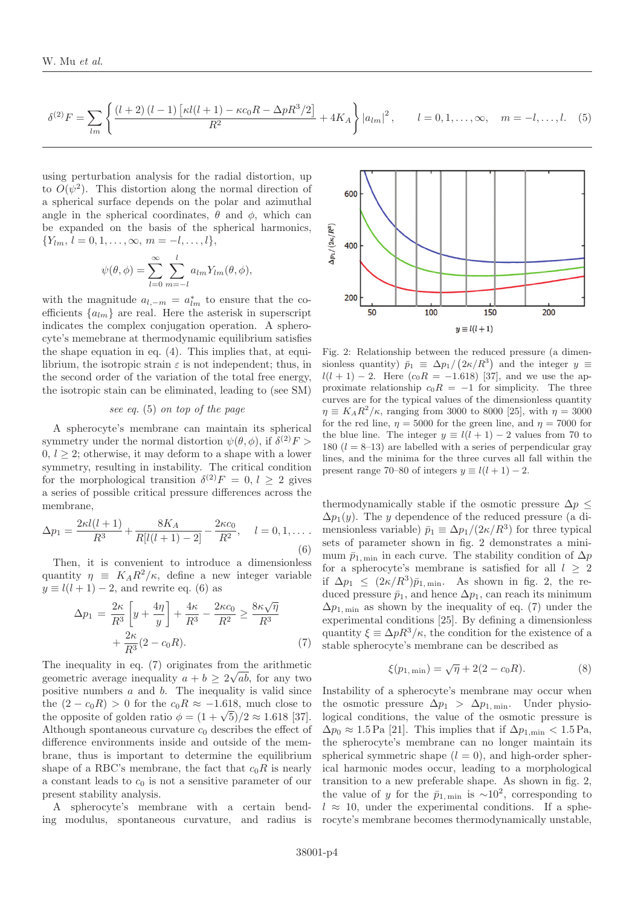$$\delta^{(2)}F = \sum_{lm}\left\{\frac{(l+2)(l-1)\left[\kappa l(l+1) - \kappa c_0 R - \Delta p R^3/2\right]}{R^2} + 4K_A\right\}|a_{lm}|^2, \qquad l = 0,1,\dots,\infty, \quad m = -l,\dots,l. \quad (5)$$

using perturbation analysis for the radial distortion, up to $O(\psi^2)$. This distortion along the normal direction of a spherical surface depends on the polar and azimuthal angle in the spherical coordinates, $\theta$ and $\phi$, which can be expanded on the basis of the spherical harmonics, $\{Y_{lm}, l = 0,1,\dots,\infty, m = -l,\dots,l\}$,

$$\psi(\theta,\phi) = \sum_{l=0}^{\infty}\sum_{m=-l}^{l} a_{lm}Y_{lm}(\theta,\phi),$$

with the magnitude $a_{l,-m} = a^*_{lm}$ to ensure that the coefficients $\{a_{lm}\}$ are real. Here the asterisk in superscript indicates the complex conjugation operation. A spherocyte's memebrane at thermodynamic equilibrium satisfies the shape equation in eq. (4). This implies that, at equilibrium, the isotropic strain $\varepsilon$ is not independent; thus, in the second order of the variation of the total free energy, the isotropic stain can be eliminated, leading to (see SM)

*see eq. (5) on top of the page*

A spherocyte's membrane can maintain its spherical symmetry under the normal distortion $\psi(\theta,\phi)$, if $\delta^{(2)}F > 0$, $l \geq 2$; otherwise, it may deform to a shape with a lower symmetry, resulting in instability. The critical condition for the morphological transition $\delta^{(2)}F = 0$, $l \geq 2$ gives a series of possible critical pressure differences across the membrane,

$$\Delta p_1 = \frac{2\kappa l(l+1)}{R^3} + \frac{8K_A}{R[l(l+1)-2]} - \frac{2\kappa c_0}{R^2}, \qquad l = 0,1,\dots. \quad (6)$$

Then, it is convenient to introduce a dimensionless quantity $\eta \equiv K_A R^2/\kappa$, define a new integer variable $y \equiv l(l+1) - 2$, and rewrite eq. (6) as

$$\Delta p_1 = \frac{2\kappa}{R^3}\left[y + \frac{4\eta}{y}\right] + \frac{4\kappa}{R^3} - \frac{2\kappa c_0}{R^2} \geq \frac{8\kappa\sqrt{\eta}}{R^3} + \frac{2\kappa}{R^3}(2 - c_0 R). \quad (7)$$

The inequality in eq. (7) originates from the arithmetic geometric average inequality $a + b \geq 2\sqrt{ab}$, for any two positive numbers $a$ and $b$. The inequality is valid since the $(2 - c_0 R) > 0$ for the $c_0 R \approx -1.618$, much close to the opposite of golden ratio $\phi = (1+\sqrt{5})/2 \approx 1.618$ [37]. Although spontaneous curvature $c_0$ describes the effect of difference environments inside and outside of the membrane, thus is important to determine the equilibrium shape of a RBC's membrane, the fact that $c_0 R$ is nearly a constant leads to $c_0$ is not a sensitive parameter of our present stability analysis.

A spherocyte's membrane with a certain bending modulus, spontaneous curvature, and radius is thermodynamically stable if the osmotic pressure $\Delta p \leq \Delta p_1(y)$. The $y$ dependence of the reduced pressure (a dimensionless variable) $\bar{p}_1 \equiv \Delta p_1/(2\kappa/R^3)$ for three typical sets of parameter shown in fig. 2 demonstrates a minimum $\bar{p}_{1,\min}$ in each curve. The stability condition of $\Delta p$ for a spherocyte's membrane is satisfied for all $l \geq 2$ if $\Delta p_1 \leq (2\kappa/R^3)\bar{p}_{1,\min}$. As shown in fig. 2, the reduced pressure $\bar{p}_1$, and hence $\Delta p_1$, can reach its minimum $\Delta p_{1,\min}$ as shown by the inequality of eq. (7) under the experimental conditions [25]. By defining a dimensionless quantity $\xi \equiv \Delta p R^3/\kappa$, the condition for the existence of a stable spherocyte's membrane can be described as

$$\xi(p_{1,\min}) = \sqrt{\eta} + 2(2 - c_0 R). \quad (8)$$

Fig. 2: Relationship between the reduced pressure (a dimensionless quantity) $\bar{p}_1 \equiv \Delta p_1/(2\kappa/R^3)$ and the integer $y \equiv l(l+1) - 2$. Here $(c_0 R) = -1.618$) [37], and we use the approximate relationship $c_0 R = -1$ for simplicity. The three curves are for the typical values of the dimensionless quantity $\eta \equiv K_A R^2/\kappa$, ranging from 3000 to 8000 [25], with $\eta = 3000$ for the red line, $\eta = 5000$ for the green line, and $\eta = 7000$ for the blue line. The integer $y \equiv l(l+1) - 2$ values from 70 to 180 ($l = 8$–13) are labelled with a series of perpendicular gray lines, and the minima for the three curves all fall within the present range 70–80 of integers $y \equiv l(l+1) - 2$.

Instability of a spherocyte's membrane may occur when the osmotic pressure $\Delta p_1 > \Delta p_{1,\min}$. Under physiological conditions, the value of the osmotic pressure is $\Delta p_0 \approx 1.5$ Pa [21]. This implies that if $\Delta p_{1,\min} < 1.5$ Pa, the spherocyte's membrane can no longer maintain its spherical symmetric shape ($l = 0$), and high-order spherical harmonic modes occur, leading to a morphological transition to a new preferable shape. As shown in fig. 2, the value of $y$ for the $\bar{p}_{1,\min}$ is $\sim 10^2$, corresponding to $l \approx 10$, under the experimental conditions. If a spherocyte's membrane becomes thermodynamically unstable,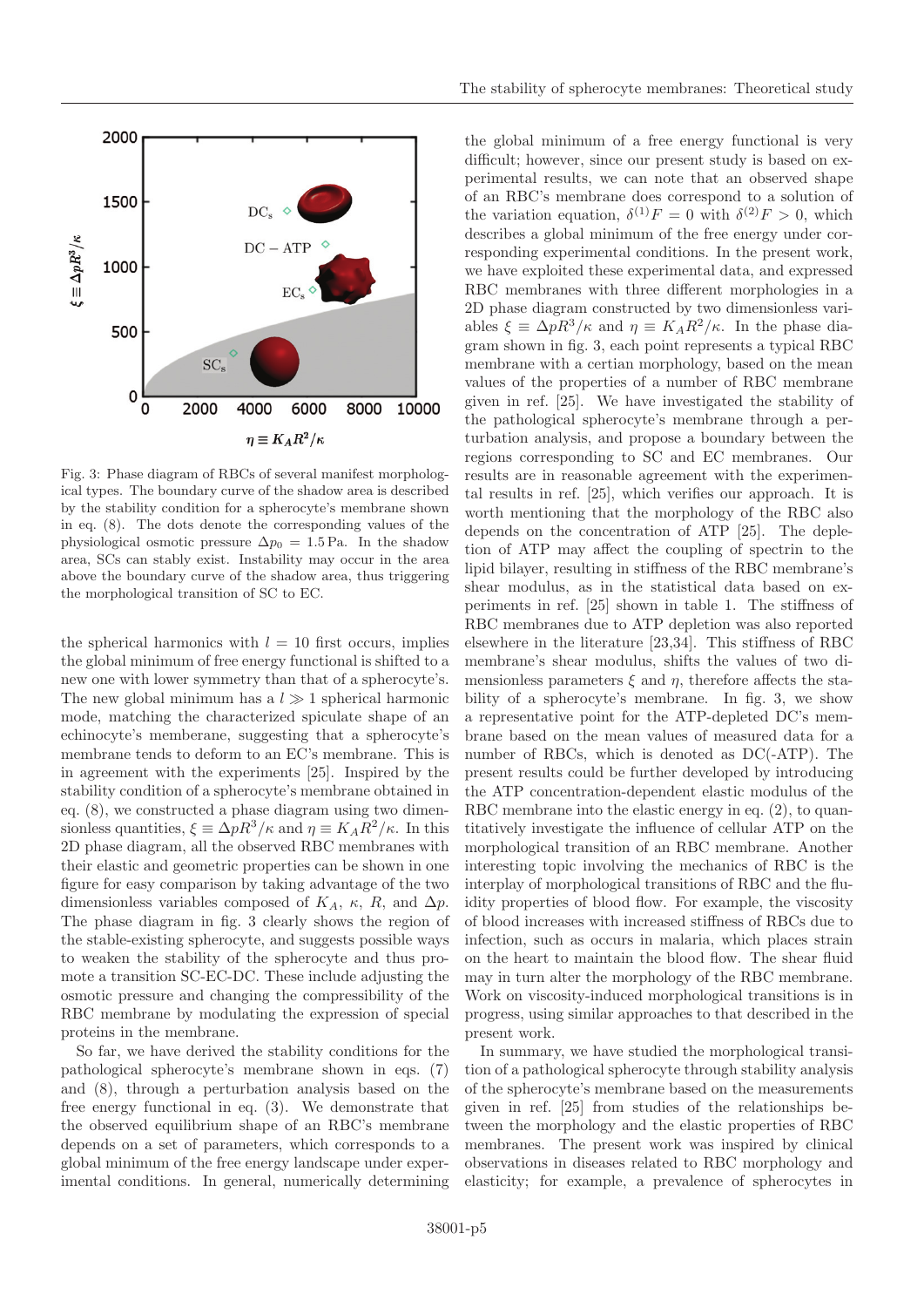Fig. 3: Phase diagram of RBCs of several manifest morphological types. The boundary curve of the shadow area is described by the stability condition for a spherocyte's membrane shown in eq. (8). The dots denote the corresponding values of the physiological osmotic pressure $\Delta p_0 = 1.5\,\text{Pa}$. In the shadow area, SCs can stably exist. Instability may occur in the area above the boundary curve of the shadow area, thus triggering the morphological transition of SC to EC.

the spherical harmonics with $l = 10$ first occurs, implies the global minimum of free energy functional is shifted to a new one with lower symmetry than that of a spherocyte's. The new global minimum has a $l \gg 1$ spherical harmonic mode, matching the characterized spiculate shape of an echinocyte's memberane, suggesting that a spherocyte's membrane tends to deform to an EC's membrane. This is in agreement with the experiments [25]. Inspired by the stability condition of a spherocyte's membrane obtained in eq. (8), we constructed a phase diagram using two dimensionless quantities, $\xi \equiv \Delta p R^3/\kappa$ and $\eta \equiv K_A R^2/\kappa$. In this 2D phase diagram, all the observed RBC membranes with their elastic and geometric properties can be shown in one figure for easy comparison by taking advantage of the two dimensionless variables composed of $K_A$, $\kappa$, $R$, and $\Delta p$. The phase diagram in fig. 3 clearly shows the region of the stable-existing spherocyte, and suggests possible ways to weaken the stability of the spherocyte and thus promote a transition SC-EC-DC. These include adjusting the osmotic pressure and changing the compressibility of the RBC membrane by modulating the expression of special proteins in the membrane.

So far, we have derived the stability conditions for the pathological spherocyte's membrane shown in eqs. (7) and (8), through a perturbation analysis based on the free energy functional in eq. (3). We demonstrate that the observed equilibrium shape of an RBC's membrane depends on a set of parameters, which corresponds to a global minimum of the free energy landscape under experimental conditions. In general, numerically determining the global minimum of a free energy functional is very difficult; however, since our present study is based on experimental results, we can note that an observed shape of an RBC's membrane does correspond to a solution of the variation equation, $\delta^{(1)}F = 0$ with $\delta^{(2)}F > 0$, which describes a global minimum of the free energy under corresponding experimental conditions. In the present work, we have exploited these experimental data, and expressed RBC membranes with three different morphologies in a 2D phase diagram constructed by two dimensionless variables $\xi \equiv \Delta p R^3/\kappa$ and $\eta \equiv K_A R^2/\kappa$. In the phase diagram shown in fig. 3, each point represents a typical RBC membrane with a certian morphology, based on the mean values of the properties of a number of RBC membrane given in ref. [25]. We have investigated the stability of the pathological spherocyte's membrane through a perturbation analysis, and propose a boundary between the regions corresponding to SC and EC membranes. Our results are in reasonable agreement with the experimental results in ref. [25], which verifies our approach. It is worth mentioning that the morphology of the RBC also depends on the concentration of ATP [25]. The depletion of ATP may affect the coupling of spectrin to the lipid bilayer, resulting in stiffness of the RBC membrane's shear modulus, as in the statistical data based on experiments in ref. [25] shown in table 1. The stiffness of RBC membranes due to ATP depletion was also reported elsewhere in the literature [23,34]. This stiffness of RBC membrane's shear modulus, shifts the values of two dimensionless parameters $\xi$ and $\eta$, therefore affects the stability of a spherocyte's membrane. In fig. 3, we show a representative point for the ATP-depleted DC's membrane based on the mean values of measured data for a number of RBCs, which is denoted as DC(-ATP). The present results could be further developed by introducing the ATP concentration-dependent elastic modulus of the RBC membrane into the elastic energy in eq. (2), to quantitatively investigate the influence of cellular ATP on the morphological transition of an RBC membrane. Another interesting topic involving the mechanics of RBC is the interplay of morphological transitions of RBC and the fluidity properties of blood flow. For example, the viscosity of blood increases with increased stiffness of RBCs due to infection, such as occurs in malaria, which places strain on the heart to maintain the blood flow. The shear fluid may in turn alter the morphology of the RBC membrane. Work on viscosity-induced morphological transitions is in progress, using similar approaches to that described in the present work.

In summary, we have studied the morphological transition of a pathological spherocyte through stability analysis of the spherocyte's membrane based on the measurements given in ref. [25] from studies of the relationships between the morphology and the elastic properties of RBC membranes. The present work was inspired by clinical observations in diseases related to RBC morphology and elasticity; for example, a prevalence of spherocytes in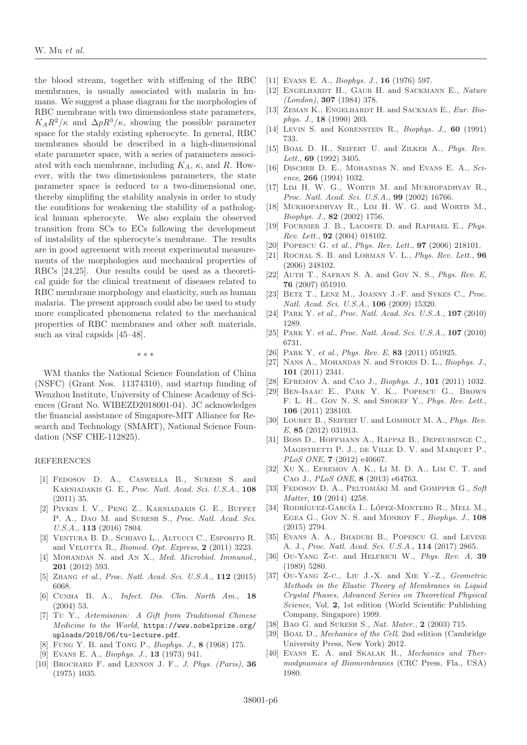the blood stream, together with stiffening of the RBC membranes, is usually associated with malaria in humans. We suggest a phase diagram for the morphologies of RBC membrane with two dimensionless state parameters, $K_A R^2/\kappa$ and $\Delta p R^3/\kappa$, showing the possible parameter space for the stably existing spherocyte. In general, RBC membranes should be described in a high-dimensional state parameter space, with a series of parameters associated with each membrane, including $K_A$, $\kappa$, and $R$. However, with the two dimensionless parameters, the state parameter space is reduced to a two-dimensional one, thereby simplifing the stability analysis in order to study the conditions for weakening the stability of a pathological human spherocyte. We also explain the observed transition from SCs to ECs following the development of instability of the spherocyte's membrane. The results are in good agreement with recent experimental measurements of the morphologies and mechanical properties of RBCs [24,25]. Our results could be used as a theoretical guide for the clinical treatment of diseases related to RBC membrane morphology and elasticity, such as human malaria. The present approach could also be used to study more complicated phenomena related to the mechanical properties of RBC membranes and other soft materials, such as viral capsids [45–48].

\* \* \*

WM thanks the National Science Foundation of China (NSFC) (Grant Nos. 11374310), and startup funding of Wenzhou Institute, University of Chinese Academy of Sciences (Grant No. WIBEZD2018001-04). JC acknowledges the financial assistance of Singapore-MIT Alliance for Research and Technology (SMART), National Science Foundation (NSF CHE-112825).

## REFERENCES

[1] Fedosov D. A., Caswella B., Suresh S. and Karniadakis G. E., *Proc. Natl. Acad. Sci. U.S.A.*, **108** (2011) 35.

[2] Pivkin I. V., Peng Z., Karniadakis G. E., Buffet P. A., Dao M. and Suresh S., *Proc. Natl. Acad. Sci. U.S.A.*, **113** (2016) 7804.

[3] Ventura B. D., Schiavo L., Altucci C., Esposito R. and Velotta R., *Biomed. Opt. Express*, **2** (2011) 3223.

[4] Mohandas N. and An X., *Med. Microbiol. Immunol.*, **201** (2012) 593.

[5] Zhang *et al.*, *Proc. Natl. Acad. Sci. U.S.A.*, **112** (2015) 6068.

[6] Cunha B. A., *Infect. Dis. Clin. North Am.*, **18** (2004) 53.

[7] Tu Y., *Artemisinin: A Gift from Traditional Chinese Medicine to the World*, https://www.nobelprize.org/uploads/2018/06/tu-lecture.pdf.

[8] Fung Y. B. and Tong P., *Biophys. J.*, **8** (1968) 175.

[9] Evans E. A., *Biophys. J.*, **13** (1973) 941.

[10] Brochard F. and Lennon J. F., *J. Phys. (Paris)*, **36** (1975) 1035.

[11] Evans E. A., *Biophys. J.*, **16** (1976) 597.

[12] Engelhardt H., Gaub H. and Sackmann E., *Nature (London)*, **307** (1984) 378.

[13] Zeman K., Engelhardt H. and Sackman E., *Eur. Biophys. J.*, **18** (1990) 203.

[14] Levin S. and Korenstein R., *Biophys. J.*, **60** (1991) 733.

[15] Boal D. H., Seifert U. and Zilker A., *Phys. Rev. Lett.*, **69** (1992) 3405.

[16] Discher D. E., Mohandas N. and Evans E. A., *Science*, **266** (1994) 1032.

[17] Lim H. W. G., Wortis M. and Mukhopadhyay R., *Proc. Natl. Acad. Sci. U.S.A.*, **99** (2002) 16766.

[18] Mukhopadhyay R., Lim H. W. G. and Wortis M., *Biophys. J.*, **82** (2002) 1756.

[19] Fournier J. B., Lacoste D. and Raphael E., *Phys. Rev. Lett.*, **92** (2004) 018102.

[20] Popescu G. *et al.*, *Phys. Rev. Lett.*, **97** (2006) 218101.

[21] Rochal S. B. and Lorman V. L., *Phys. Rev. Lett.*, **96** (2006) 248102.

[22] Auth T., Safran S. A. and Gov N. S., *Phys. Rev. E*, **76** (2007) 051910.

[23] Betz T., Lenz M., Joanny J.-F. and Sykes C., *Proc. Natl. Acad. Sci. U.S.A.*, **106** (2009) 15320.

[24] Park Y. *et al.*, *Proc. Natl. Acad. Sci. U.S.A.*, **107** (2010) 1289.

[25] Park Y. *et al.*, *Proc. Natl. Acad. Sci. U.S.A.*, **107** (2010) 6731.

[26] Park Y. *et al.*, *Phys. Rev. E*, **83** (2011) 051925.

[27] Nans A., Mohandas N. and Stokes D. L., *Biophys. J.*, **101** (2011) 2341.

[28] Efremov A. and Cao J., *Biophys. J.*, **101** (2011) 1032.

[29] Ben-Isaac E., Park Y. K., Popescu G., Brown F. L. H., Gov N. S. and Shokef Y., *Phys. Rev. Lett.*, **106** (2011) 238103.

[30] Loubet B., Seifert U. and Lomholt M. A., *Phys. Rev. E*, **85** (2012) 031913.

[31] Boss D., Hoffmann A., Rappaz B., Depeursinge C., Magistretti P. J., de Ville D. V. and Marquet P., *PLoS ONE*, **7** (2012) e40667.

[32] Xu X., Efremov A. K., Li M. D. A., Lim C. T. and Cao J., *PLoS ONE*, **8** (2013) e64763.

[33] Fedosov D. A., Peltomäki M. and Gompper G., *Soft Matter*, **10** (2014) 4258.

[34] Rodríguez-García I., López-Montero R., Mell M., Egea G., Gov N. S. and Monroy F., *Biophys. J.*, **108** (2015) 2794.

[35] Evans A. A., Bhaduri B., Popescu G. and Levine A. J., *Proc. Natl. Acad. Sci. U.S.A.*, **114** (2017) 2865.

[36] Ou-Yang Z-c. and Helfrich W., *Phys. Rev. A*, **39** (1989) 5280.

[37] Ou-Yang Z-c., Liu J.-X. and Xie Y.-Z., *Geometric Methods in the Elastic Theory of Membranes in Liquid Crystal Phases, Advanced Series on Theoretical Physical Science*, Vol. **2**, 1st edition (World Scientific Publishing Company, Singapore) 1999.

[38] Bao G. and Suresh S., *Nat. Mater.*, **2** (2003) 715.

[39] Boal D., *Mechanics of the Cell*, 2nd edition (Cambridge University Press, New York) 2012.

[40] Evans E. A. and Skalak R., *Mechanics and Thermodynamics of Biomembranes* (CRC Press, Fla., USA) 1980.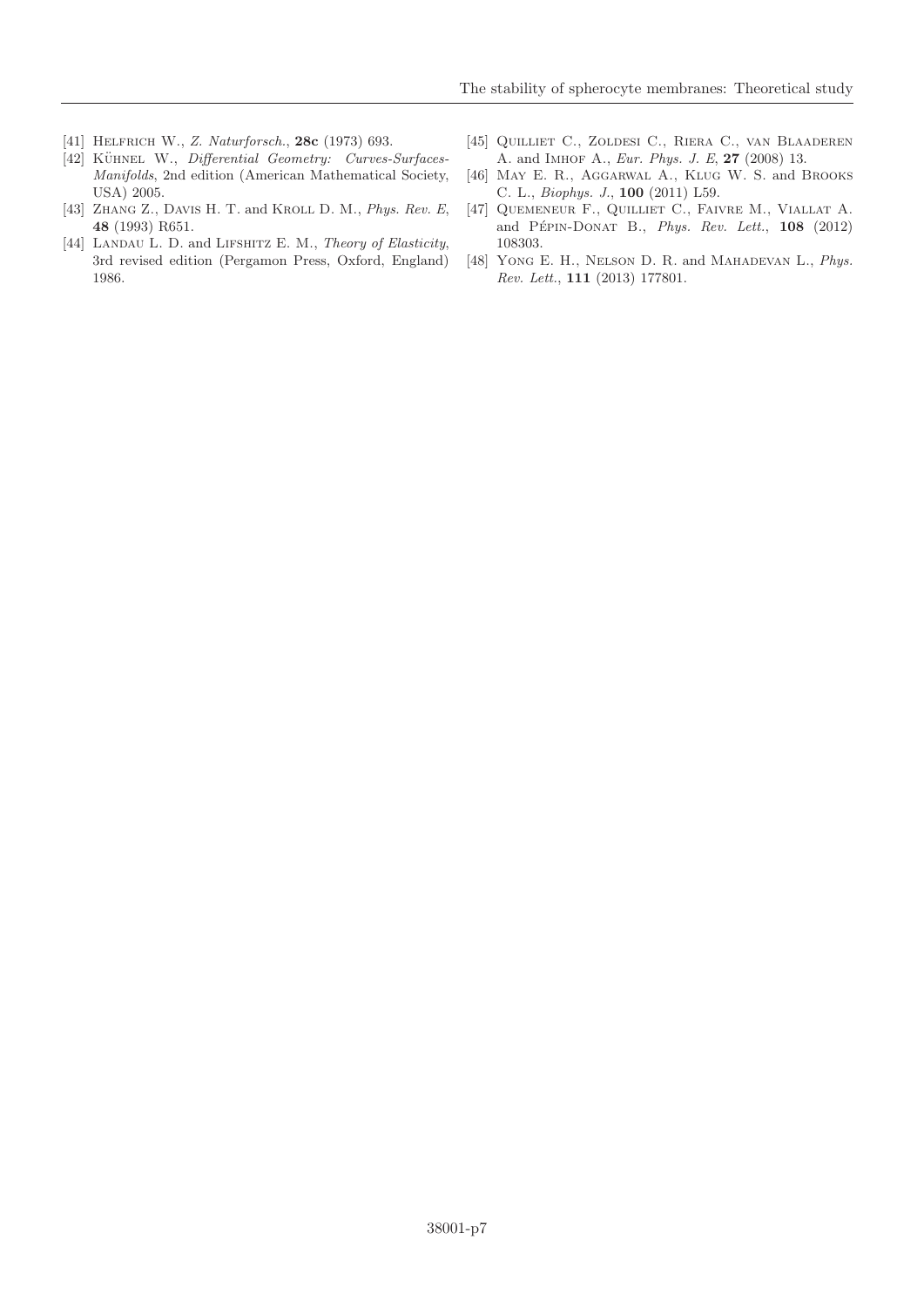[41] Helfrich W., *Z. Naturforsch.*, **28c** (1973) 693.

[42] Kühnel W., *Differential Geometry: Curves-Surfaces-Manifolds*, 2nd edition (American Mathematical Society, USA) 2005.

[43] Zhang Z., Davis H. T. and Kroll D. M., *Phys. Rev. E*, **48** (1993) R651.

[44] Landau L. D. and Lifshitz E. M., *Theory of Elasticity*, 3rd revised edition (Pergamon Press, Oxford, England) 1986.

[45] Quilliet C., Zoldesi C., Riera C., van Blaaderen A. and Imhof A., *Eur. Phys. J. E*, **27** (2008) 13.

[46] May E. R., Aggarwal A., Klug W. S. and Brooks C. L., *Biophys. J.*, **100** (2011) L59.

[47] Quemeneur F., Quilliet C., Faivre M., Viallat A. and Pépin-Donat B., *Phys. Rev. Lett.*, **108** (2012) 108303.

[48] Yong E. H., Nelson D. R. and Mahadevan L., *Phys. Rev. Lett.*, **111** (2013) 177801.